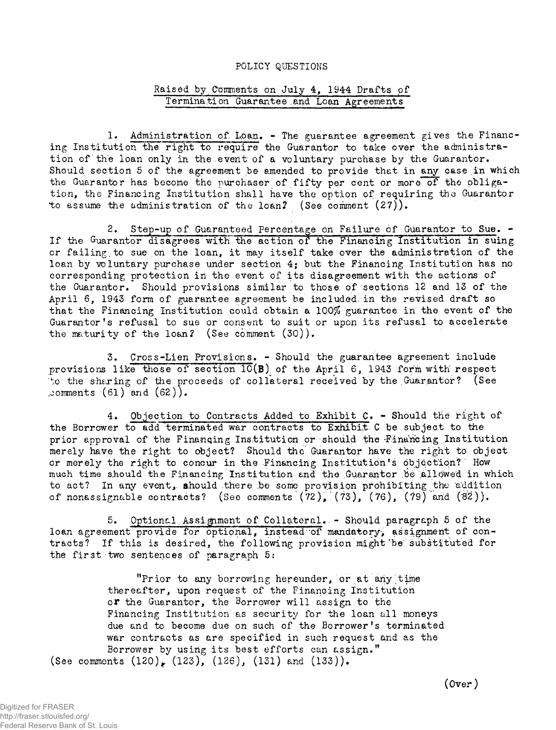# POLICY QUESTIONS

## Raised by Comments on July 4, 1944 Drafts of Termination Guarantee and Loan Agreements

1. Administration of Loan. - The guarantee agreement gives the Financing Institution the right to require the Guarantor to take over the administration of the loan only in the event of a voluntary purchase by the Guarantor. Should section 5 of the agreement be amended to provide that in any case in which the Guarantor has become the purchaser of fifty per cent or more of the obligation, the Financing Institution shall have the option of requiring the Guarantor to assume the administration of the loan? (See comment (27)).

2. Step-up of Guaranteed Percentage on Failure of Guarantor to Sue. - If the Guarantor disagrees with the action of the Financing Institution in suing or failing to sue on the loan, it may itself take over the administration of the loan by voluntary purchase under section 4; but the Financing Institution has no corresponding protection in the event of its disagreement with the actions of the Guarantor. Should provisions similar to those of sections 12 and 13 of the April 6, 1943 form of guarantee agreement be included in the revised draft so that the Financing Institution could obtain a 100% guarantee in the event of the Guarantor's refusal to sue or consent to suit or upon its refusal to accelerate the maturity of the loan? (See comment (30)).

3. Cross-Lien Provisions. - Should the guarantee agreement include provisions like those of section 10(B) of the April 6, 1943 form with respect to the sharing of the proceeds of collateral received by the Guarantor? (See comments (61) and (62)).

4. Objection to Contracts Added to Exhibit C. - Should the right of the Borrower to add terminated war contracts to Exhibit C be subject to the prior approval of the Financing Institution or should the Financing Institution merely have the right to object? Should the Guarantor have the right to object or merely the right to concur in the Financing Institution's objection? How much time should the Financing Institution and the Guarantor be allowed in which to act? In any event, should there be some provision prohibiting the addition of nonassignable contracts? (See comments (72), (73), (76), (79) and (82)).

5. Optional Assignment of Collateral. - Should paragraph 5 of the loan agreement provide for optional, instead of mandatory, assignment of contracts? If this is desired, the following provision might be substituted for the first two sentences of paragraph 5:

> "Prior to any borrowing hereunder, or at any time thereafter, upon request of the Financing Institution or the Guarantor, the Borrower will assign to the Financing Institution as security for the loan all moneys due and to become due on such of the Borrower's terminated war contracts as are specified in such request and as the Borrower by using its best efforts can assign."

(See comments (120), (123), (126), (131) and (133)).

(Over)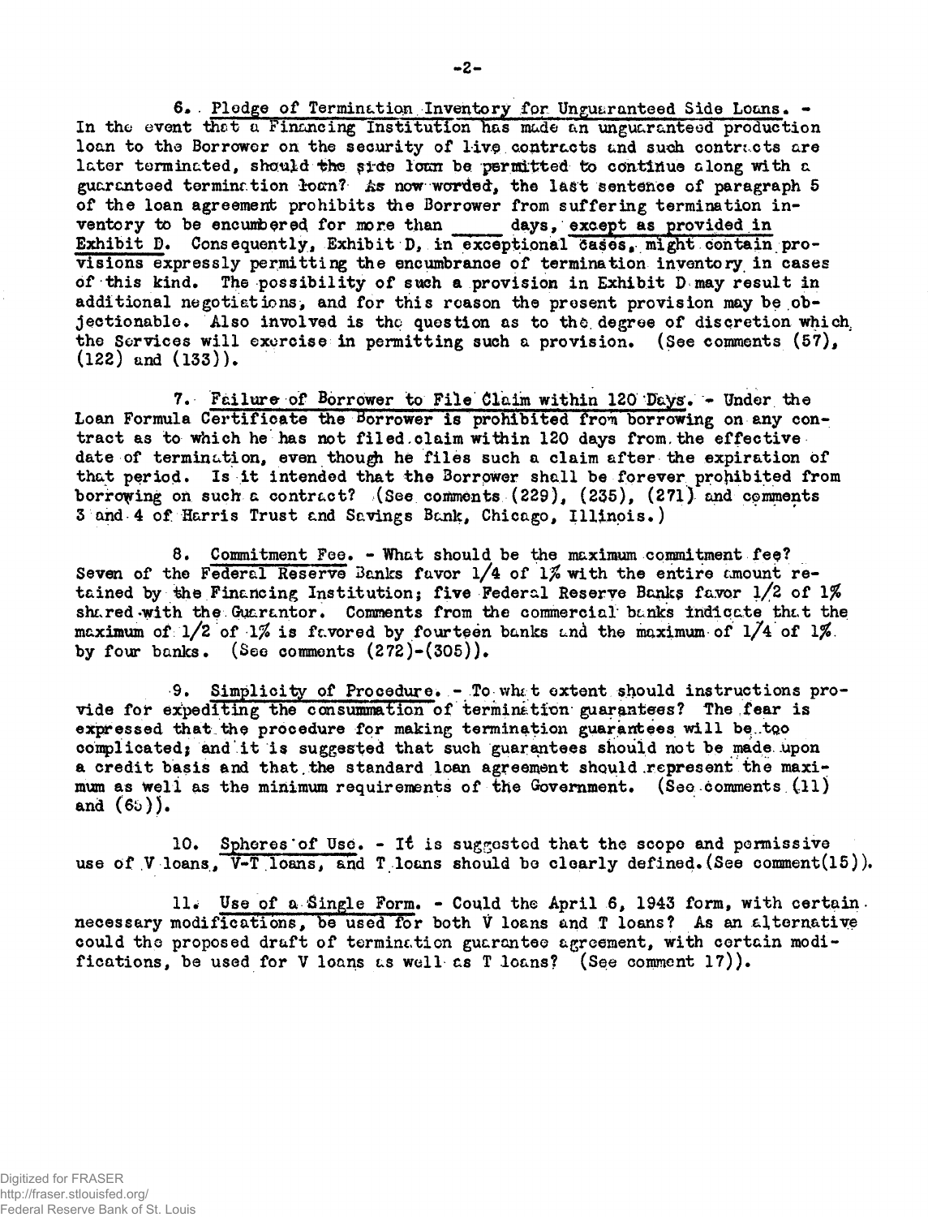6. Pledge of Termination Inventory for Unguaranteed Side Loans. - In the event that a Financing Institution has made an unguaranteed production loan to the Borrower on the security of live contracts and such contracts are later terminated, should the side loan be permitted to continue along with a guaranteed termination loan? As now worded, the last sentence of paragraph 5 of the loan agreement prohibits the Borrower from suffering termination inventory to be encumbered for more than _____ days, except as provided in Exhibit D. Consequently, Exhibit D, in exceptional cases, might contain provisions expressly permitting the encumbrance of termination inventory in cases of this kind. The possibility of such a provision in Exhibit D may result in additional negotiations, and for this reason the present provision may be objectionable. Also involved is the question as to the degree of discretion which the Services will exercise in permitting such a provision. (See comments (57), (122) and (133)).

7. Failure of Borrower to File Claim within 120 Days. - Under the Loan Formula Certificate the Borrower is prohibited from borrowing on any contract as to which he has not filed claim within 120 days from the effective date of termination, even though he files such a claim after the expiration of that period. Is it intended that the Borrower shall be forever prohibited from borrowing on such a contract? (See comments (229), (235), (271) and comments 3 and 4 of Harris Trust and Savings Bank, Chicago, Illinois.)

8. Commitment Fee. - What should be the maximum commitment fee? Seven of the Federal Reserve Banks favor 1/4 of 1% with the entire amount retained by the Financing Institution; five Federal Reserve Banks favor 1/2 of 1% shared with the Guarantor. Comments from the commercial banks indicate that the maximum of 1/2 of 1% is favored by fourteen banks and the maximum of 1/4 of 1% by four banks. (See comments (272)-(305)).

9. Simplicity of Procedure. - To what extent should instructions provide for expediting the consummation of termination guarantees? The fear is expressed that the procedure for making termination guarantees will be too complicated; and it is suggested that such guarantees should not be made upon a credit basis and that the standard loan agreement should represent the maximum as well as the minimum requirements of the Government. (See comments (11) and (65)).

10. Spheres of Use. - It is suggested that the scope and permissive use of V loans, V-T loans, and T loans should be clearly defined. (See comment(15)).

11. Use of a Single Form. - Could the April 6, 1943 form, with certain necessary modifications, be used for both V loans and T loans? As an alternative could the proposed draft of termination guarantee agreement, with certain modifications, be used for V loans as well as T loans? (See comment 17)).